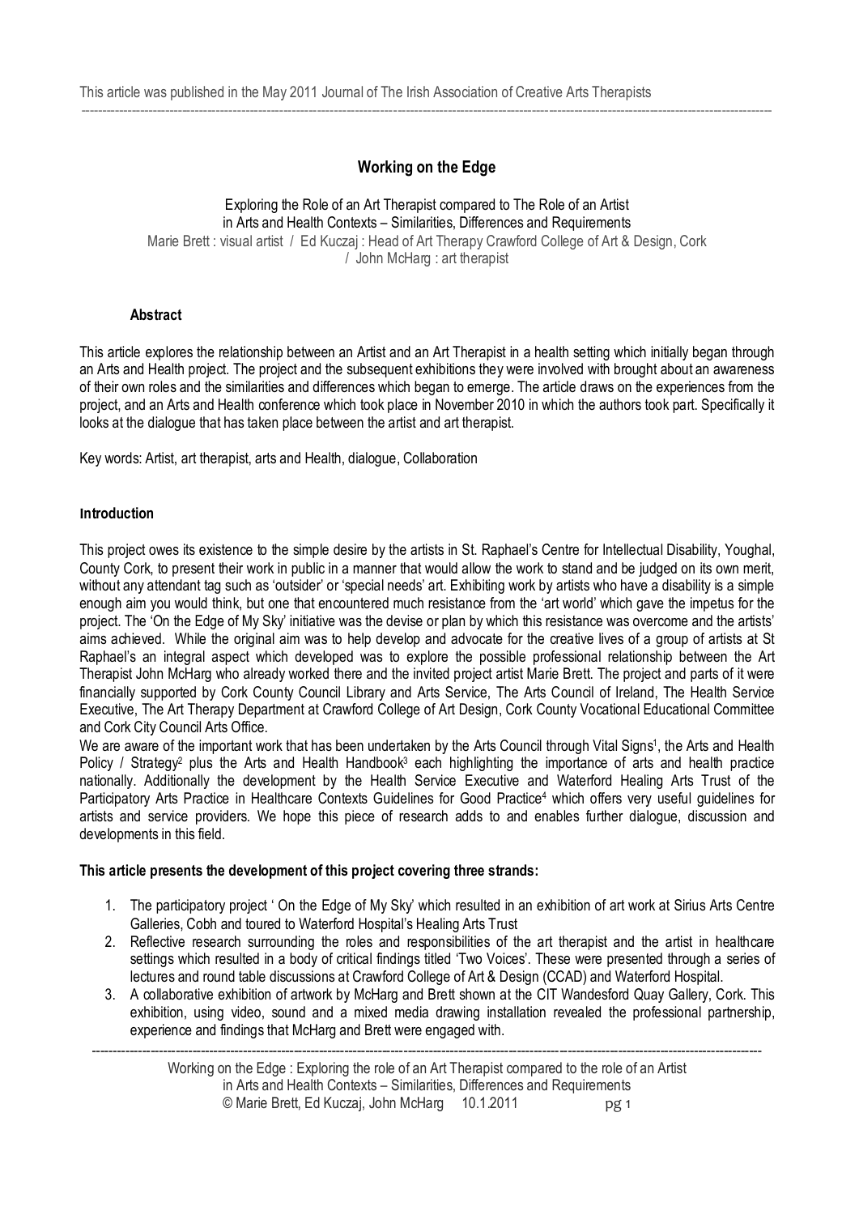This article was published in the May 2011 Journal of The Irish Association of Creative Arts Therapists

# Working on the Edge

Exploring the Role of an Art Therapist compared to The Role of an Artist in Arts and Health Contexts – Similarities, Differences and Requirements

Marie Brett : visual artist / Ed Kuczaj : Head of Art Therapy Crawford College of Art & Design, Cork / John McHarg : art therapist

### Abstract

This article explores the relationship between an Artist and an Art Therapist in a health setting which initially began through an Arts and Health project. The project and the subsequent exhibitions they were involved with brought about an awareness of their own roles and the similarities and differences which began to emerge. The article draws on the experiences from the project, and an Arts and Health conference which took place in November 2010 in which the authors took part. Specifically it looks at the dialogue that has taken place between the artist and art therapist.

Key words: Artist, art therapist, arts and Health, dialogue, Collaboration

## Introduction

This project owes its existence to the simple desire by the artists in St. Raphael's Centre for Intellectual Disability, Youghal, County Cork, to present their work in public in a manner that would allow the work to stand and be judged on its own merit, without any attendant tag such as 'outsider' or 'special needs' art. Exhibiting work by artists who have a disability is a simple enough aim you would think, but one that encountered much resistance from the 'art world' which gave the impetus for the project. The 'On the Edge of My Sky' initiative was the devise or plan by which this resistance was overcome and the artists' aims achieved. While the original aim was to help develop and advocate for the creative lives of a group of artists at St Raphael's an integral aspect which developed was to explore the possible professional relationship between the Art Therapist John McHarg who already worked there and the invited project artist Marie Brett. The project and parts of it were financially supported by Cork County Council Library and Arts Service, The Arts Council of Ireland, The Health Service Executive, The Art Therapy Department at Crawford College of Art Design, Cork County Vocational Educational Committee and Cork City Council Arts Office.

We are aware of the important work that has been undertaken by the Arts Council through Vital Signs[1], the Arts and Health Policy / Strategy[2] plus the Arts and Health Handbook[3] each highlighting the importance of arts and health practice nationally. Additionally the development by the Health Service Executive and Waterford Healing Arts Trust of the Participatory Arts Practice in Healthcare Contexts Guidelines for Good Practice[4] which offers very useful guidelines for artists and service providers. We hope this piece of research adds to and enables further dialogue, discussion and developments in this field.

**This article presents the development of this project covering three strands:**

1. The participatory project ' On the Edge of My Sky' which resulted in an exhibition of art work at Sirius Arts Centre Galleries, Cobh and toured to Waterford Hospital's Healing Arts Trust
2. Reflective research surrounding the roles and responsibilities of the art therapist and the artist in healthcare settings which resulted in a body of critical findings titled 'Two Voices'. These were presented through a series of lectures and round table discussions at Crawford College of Art & Design (CCAD) and Waterford Hospital.
3. A collaborative exhibition of artwork by McHarg and Brett shown at the CIT Wandesford Quay Gallery, Cork. This exhibition, using video, sound and a mixed media drawing installation revealed the professional partnership, experience and findings that McHarg and Brett were engaged with.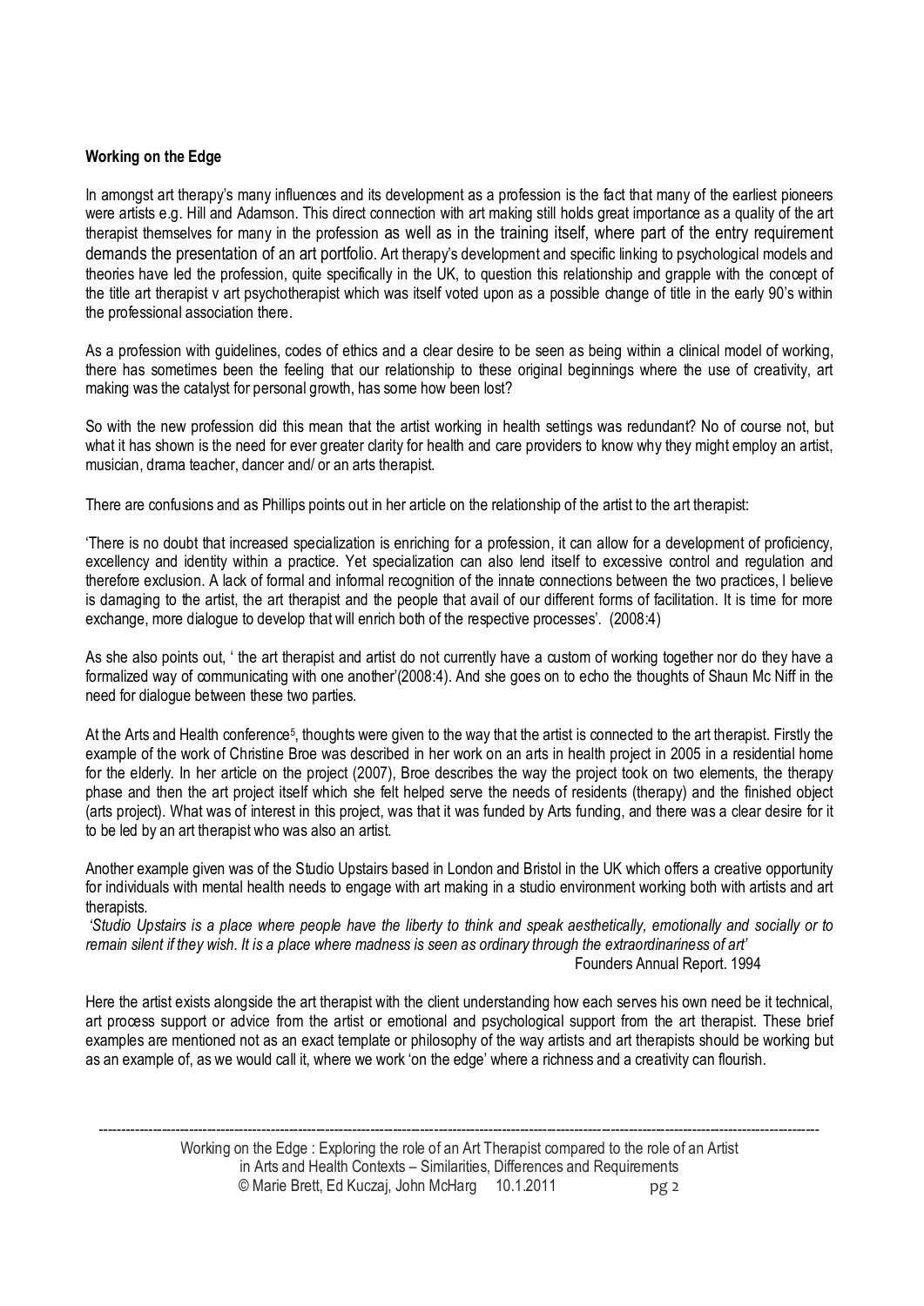**Working on the Edge**

In amongst art therapy's many influences and its development as a profession is the fact that many of the earliest pioneers were artists e.g. Hill and Adamson. This direct connection with art making still holds great importance as a quality of the art therapist themselves for many in the profession as well as in the training itself, where part of the entry requirement demands the presentation of an art portfolio. Art therapy's development and specific linking to psychological models and theories have led the profession, quite specifically in the UK, to question this relationship and grapple with the concept of the title art therapist v art psychotherapist which was itself voted upon as a possible change of title in the early 90's within the professional association there.

As a profession with guidelines, codes of ethics and a clear desire to be seen as being within a clinical model of working, there has sometimes been the feeling that our relationship to these original beginnings where the use of creativity, art making was the catalyst for personal growth, has some how been lost?

So with the new profession did this mean that the artist working in health settings was redundant? No of course not, but what it has shown is the need for ever greater clarity for health and care providers to know why they might employ an artist, musician, drama teacher, dancer and/ or an arts therapist.

There are confusions and as Phillips points out in her article on the relationship of the artist to the art therapist:

'There is no doubt that increased specialization is enriching for a profession, it can allow for a development of proficiency, excellency and identity within a practice. Yet specialization can also lend itself to excessive control and regulation and therefore exclusion. A lack of formal and informal recognition of the innate connections between the two practices, I believe is damaging to the artist, the art therapist and the people that avail of our different forms of facilitation. It is time for more exchange, more dialogue to develop that will enrich both of the respective processes'. (2008:4)

As she also points out, ' the art therapist and artist do not currently have a custom of working together nor do they have a formalized way of communicating with one another'(2008:4). And she goes on to echo the thoughts of Shaun Mc Niff in the need for dialogue between these two parties.

At the Arts and Health conference[5], thoughts were given to the way that the artist is connected to the art therapist. Firstly the example of the work of Christine Broe was described in her work on an arts in health project in 2005 in a residential home for the elderly. In her article on the project (2007), Broe describes the way the project took on two elements, the therapy phase and then the art project itself which she felt helped serve the needs of residents (therapy) and the finished object (arts project). What was of interest in this project, was that it was funded by Arts funding, and there was a clear desire for it to be led by an art therapist who was also an artist.

Another example given was of the Studio Upstairs based in London and Bristol in the UK which offers a creative opportunity for individuals with mental health needs to engage with art making in a studio environment working both with artists and art therapists.

*'Studio Upstairs is a place where people have the liberty to think and speak aesthetically, emotionally and socially or to remain silent if they wish. It is a place where madness is seen as ordinary through the extraordinariness of art'*

Founders Annual Report. 1994

Here the artist exists alongside the art therapist with the client understanding how each serves his own need be it technical, art process support or advice from the artist or emotional and psychological support from the art therapist. These brief examples are mentioned not as an exact template or philosophy of the way artists and art therapists should be working but as an example of, as we would call it, where we work 'on the edge' where a richness and a creativity can flourish.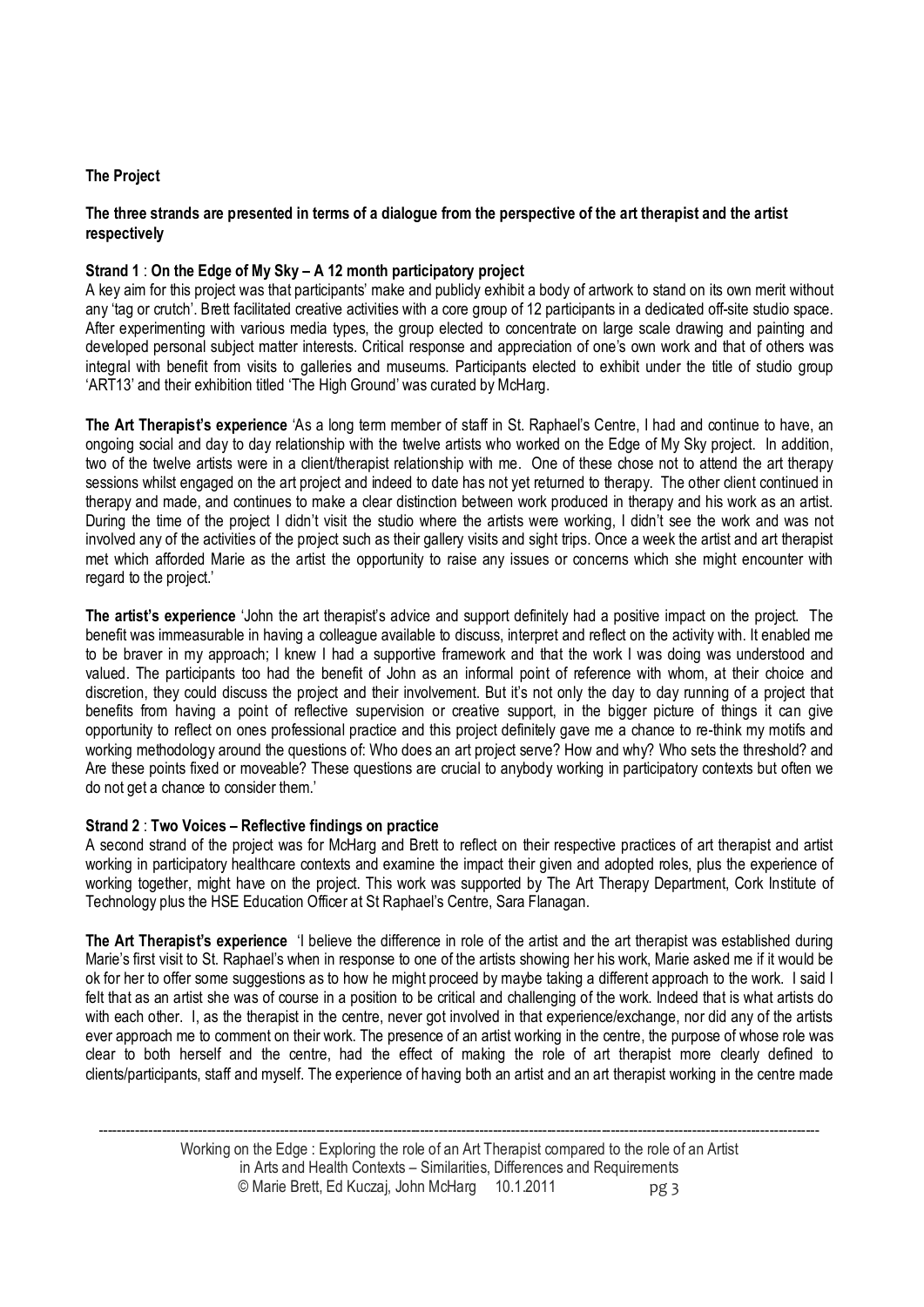**The Project**

**The three strands are presented in terms of a dialogue from the perspective of the art therapist and the artist respectively**

**Strand 1** : **On the Edge of My Sky – A 12 month participatory project**

A key aim for this project was that participants' make and publicly exhibit a body of artwork to stand on its own merit without any 'tag or crutch'. Brett facilitated creative activities with a core group of 12 participants in a dedicated off-site studio space. After experimenting with various media types, the group elected to concentrate on large scale drawing and painting and developed personal subject matter interests. Critical response and appreciation of one's own work and that of others was integral with benefit from visits to galleries and museums. Participants elected to exhibit under the title of studio group 'ART13' and their exhibition titled 'The High Ground' was curated by McHarg.

**The Art Therapist's experience** 'As a long term member of staff in St. Raphael's Centre, I had and continue to have, an ongoing social and day to day relationship with the twelve artists who worked on the Edge of My Sky project. In addition, two of the twelve artists were in a client/therapist relationship with me. One of these chose not to attend the art therapy sessions whilst engaged on the art project and indeed to date has not yet returned to therapy. The other client continued in therapy and made, and continues to make a clear distinction between work produced in therapy and his work as an artist. During the time of the project I didn't visit the studio where the artists were working, I didn't see the work and was not involved any of the activities of the project such as their gallery visits and sight trips. Once a week the artist and art therapist met which afforded Marie as the artist the opportunity to raise any issues or concerns which she might encounter with regard to the project.'

**The artist's experience** 'John the art therapist's advice and support definitely had a positive impact on the project. The benefit was immeasurable in having a colleague available to discuss, interpret and reflect on the activity with. It enabled me to be braver in my approach; I knew I had a supportive framework and that the work I was doing was understood and valued. The participants too had the benefit of John as an informal point of reference with whom, at their choice and discretion, they could discuss the project and their involvement. But it's not only the day to day running of a project that benefits from having a point of reflective supervision or creative support, in the bigger picture of things it can give opportunity to reflect on ones professional practice and this project definitely gave me a chance to re-think my motifs and working methodology around the questions of: Who does an art project serve? How and why? Who sets the threshold? and Are these points fixed or moveable? These questions are crucial to anybody working in participatory contexts but often we do not get a chance to consider them.'

**Strand 2** : **Two Voices – Reflective findings on practice**

A second strand of the project was for McHarg and Brett to reflect on their respective practices of art therapist and artist working in participatory healthcare contexts and examine the impact their given and adopted roles, plus the experience of working together, might have on the project. This work was supported by The Art Therapy Department, Cork Institute of Technology plus the HSE Education Officer at St Raphael's Centre, Sara Flanagan.

**The Art Therapist's experience** 'I believe the difference in role of the artist and the art therapist was established during Marie's first visit to St. Raphael's when in response to one of the artists showing her his work, Marie asked me if it would be ok for her to offer some suggestions as to how he might proceed by maybe taking a different approach to the work. I said I felt that as an artist she was of course in a position to be critical and challenging of the work. Indeed that is what artists do with each other. I, as the therapist in the centre, never got involved in that experience/exchange, nor did any of the artists ever approach me to comment on their work. The presence of an artist working in the centre, the purpose of whose role was clear to both herself and the centre, had the effect of making the role of art therapist more clearly defined to clients/participants, staff and myself. The experience of having both an artist and an art therapist working in the centre made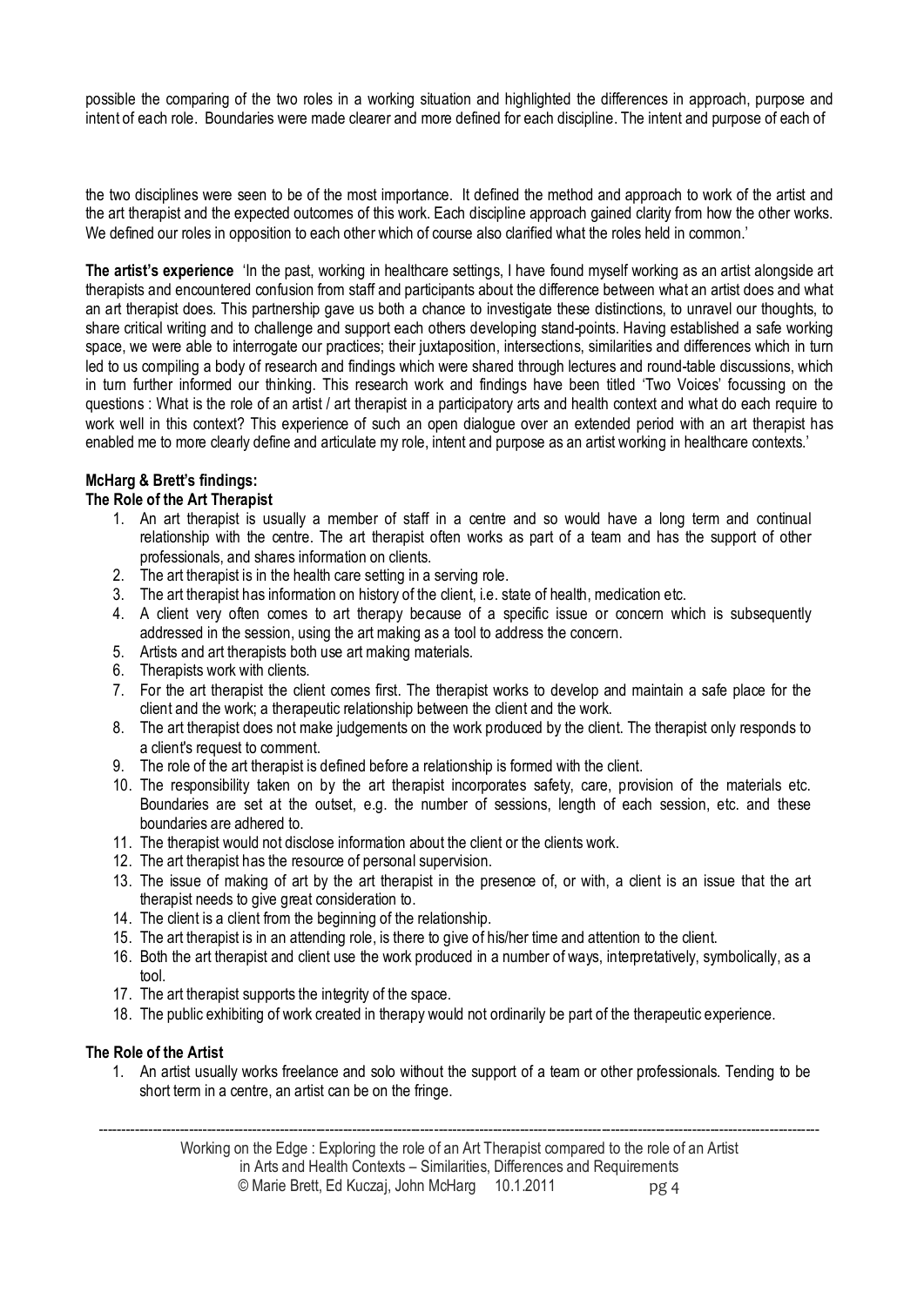possible the comparing of the two roles in a working situation and highlighted the differences in approach, purpose and intent of each role. Boundaries were made clearer and more defined for each discipline. The intent and purpose of each of the two disciplines were seen to be of the most importance. It defined the method and approach to work of the artist and the art therapist and the expected outcomes of this work. Each discipline approach gained clarity from how the other works. We defined our roles in opposition to each other which of course also clarified what the roles held in common.'

**The artist's experience** 'In the past, working in healthcare settings, I have found myself working as an artist alongside art therapists and encountered confusion from staff and participants about the difference between what an artist does and what an art therapist does. This partnership gave us both a chance to investigate these distinctions, to unravel our thoughts, to share critical writing and to challenge and support each others developing stand-points. Having established a safe working space, we were able to interrogate our practices; their juxtaposition, intersections, similarities and differences which in turn led to us compiling a body of research and findings which were shared through lectures and round-table discussions, which in turn further informed our thinking. This research work and findings have been titled 'Two Voices' focussing on the questions : What is the role of an artist / art therapist in a participatory arts and health context and what do each require to work well in this context? This experience of such an open dialogue over an extended period with an art therapist has enabled me to more clearly define and articulate my role, intent and purpose as an artist working in healthcare contexts.'

**McHarg & Brett's findings:**

**The Role of the Art Therapist**

1. An art therapist is usually a member of staff in a centre and so would have a long term and continual relationship with the centre. The art therapist often works as part of a team and has the support of other professionals, and shares information on clients.
2. The art therapist is in the health care setting in a serving role.
3. The art therapist has information on history of the client, i.e. state of health, medication etc.
4. A client very often comes to art therapy because of a specific issue or concern which is subsequently addressed in the session, using the art making as a tool to address the concern.
5. Artists and art therapists both use art making materials.
6. Therapists work with clients.
7. For the art therapist the client comes first. The therapist works to develop and maintain a safe place for the client and the work; a therapeutic relationship between the client and the work.
8. The art therapist does not make judgements on the work produced by the client. The therapist only responds to a client's request to comment.
9. The role of the art therapist is defined before a relationship is formed with the client.
10. The responsibility taken on by the art therapist incorporates safety, care, provision of the materials etc. Boundaries are set at the outset, e.g. the number of sessions, length of each session, etc. and these boundaries are adhered to.
11. The therapist would not disclose information about the client or the clients work.
12. The art therapist has the resource of personal supervision.
13. The issue of making of art by the art therapist in the presence of, or with, a client is an issue that the art therapist needs to give great consideration to.
14. The client is a client from the beginning of the relationship.
15. The art therapist is in an attending role, is there to give of his/her time and attention to the client.
16. Both the art therapist and client use the work produced in a number of ways, interpretatively, symbolically, as a tool.
17. The art therapist supports the integrity of the space.
18. The public exhibiting of work created in therapy would not ordinarily be part of the therapeutic experience.

**The Role of the Artist**

1. An artist usually works freelance and solo without the support of a team or other professionals. Tending to be short term in a centre, an artist can be on the fringe.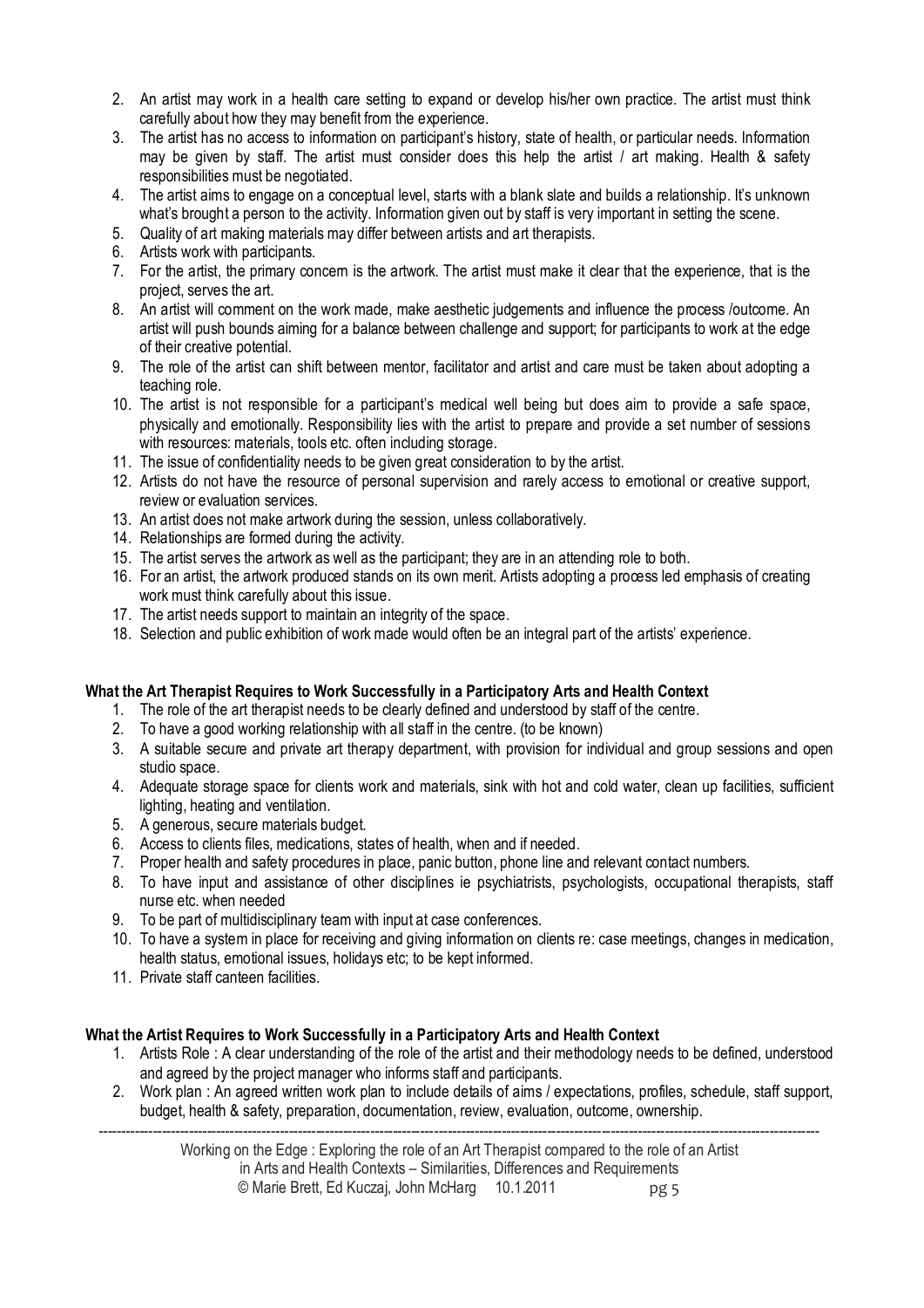2. An artist may work in a health care setting to expand or develop his/her own practice. The artist must think carefully about how they may benefit from the experience.
3. The artist has no access to information on participant's history, state of health, or particular needs. Information may be given by staff. The artist must consider does this help the artist / art making. Health & safety responsibilities must be negotiated.
4. The artist aims to engage on a conceptual level, starts with a blank slate and builds a relationship. It's unknown what's brought a person to the activity. Information given out by staff is very important in setting the scene.
5. Quality of art making materials may differ between artists and art therapists.
6. Artists work with participants.
7. For the artist, the primary concern is the artwork. The artist must make it clear that the experience, that is the project, serves the art.
8. An artist will comment on the work made, make aesthetic judgements and influence the process /outcome. An artist will push bounds aiming for a balance between challenge and support; for participants to work at the edge of their creative potential.
9. The role of the artist can shift between mentor, facilitator and artist and care must be taken about adopting a teaching role.
10. The artist is not responsible for a participant's medical well being but does aim to provide a safe space, physically and emotionally. Responsibility lies with the artist to prepare and provide a set number of sessions with resources: materials, tools etc. often including storage.
11. The issue of confidentiality needs to be given great consideration to by the artist.
12. Artists do not have the resource of personal supervision and rarely access to emotional or creative support, review or evaluation services.
13. An artist does not make artwork during the session, unless collaboratively.
14. Relationships are formed during the activity.
15. The artist serves the artwork as well as the participant; they are in an attending role to both.
16. For an artist, the artwork produced stands on its own merit. Artists adopting a process led emphasis of creating work must think carefully about this issue.
17. The artist needs support to maintain an integrity of the space.
18. Selection and public exhibition of work made would often be an integral part of the artists' experience.

**What the Art Therapist Requires to Work Successfully in a Participatory Arts and Health Context**

1. The role of the art therapist needs to be clearly defined and understood by staff of the centre.
2. To have a good working relationship with all staff in the centre. (to be known)
3. A suitable secure and private art therapy department, with provision for individual and group sessions and open studio space.
4. Adequate storage space for clients work and materials, sink with hot and cold water, clean up facilities, sufficient lighting, heating and ventilation.
5. A generous, secure materials budget.
6. Access to clients files, medications, states of health, when and if needed.
7. Proper health and safety procedures in place, panic button, phone line and relevant contact numbers.
8. To have input and assistance of other disciplines ie psychiatrists, psychologists, occupational therapists, staff nurse etc. when needed
9. To be part of multidisciplinary team with input at case conferences.
10. To have a system in place for receiving and giving information on clients re: case meetings, changes in medication, health status, emotional issues, holidays etc; to be kept informed.
11. Private staff canteen facilities.

**What the Artist Requires to Work Successfully in a Participatory Arts and Health Context**

1. Artists Role : A clear understanding of the role of the artist and their methodology needs to be defined, understood and agreed by the project manager who informs staff and participants.
2. Work plan : An agreed written work plan to include details of aims / expectations, profiles, schedule, staff support, budget, health & safety, preparation, documentation, review, evaluation, outcome, ownership.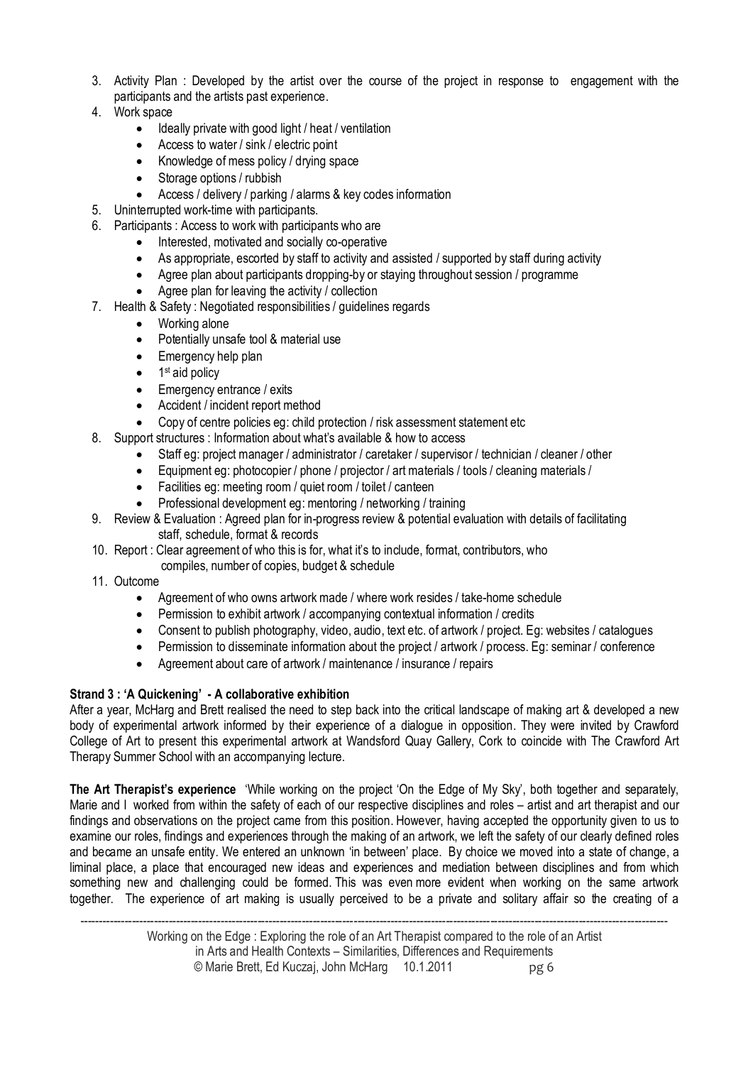3. Activity Plan : Developed by the artist over the course of the project in response to engagement with the participants and the artists past experience.
4. Work space
   - Ideally private with good light / heat / ventilation
   - Access to water / sink / electric point
   - Knowledge of mess policy / drying space
   - Storage options / rubbish
   - Access / delivery / parking / alarms & key codes information
5. Uninterrupted work-time with participants.
6. Participants : Access to work with participants who are
   - Interested, motivated and socially co-operative
   - As appropriate, escorted by staff to activity and assisted / supported by staff during activity
   - Agree plan about participants dropping-by or staying throughout session / programme
   - Agree plan for leaving the activity / collection
7. Health & Safety : Negotiated responsibilities / guidelines regards
   - Working alone
   - Potentially unsafe tool & material use
   - Emergency help plan
   - 1st aid policy
   - Emergency entrance / exits
   - Accident / incident report method
   - Copy of centre policies eg: child protection / risk assessment statement etc
8. Support structures : Information about what's available & how to access
   - Staff eg: project manager / administrator / caretaker / supervisor / technician / cleaner / other
   - Equipment eg: photocopier / phone / projector / art materials / tools / cleaning materials /
   - Facilities eg: meeting room / quiet room / toilet / canteen
   - Professional development eg: mentoring / networking / training
9. Review & Evaluation : Agreed plan for in-progress review & potential evaluation with details of facilitating staff, schedule, format & records
10. Report : Clear agreement of who this is for, what it's to include, format, contributors, who compiles, number of copies, budget & schedule
11. Outcome
    - Agreement of who owns artwork made / where work resides / take-home schedule
    - Permission to exhibit artwork / accompanying contextual information / credits
    - Consent to publish photography, video, audio, text etc. of artwork / project. Eg: websites / catalogues
    - Permission to disseminate information about the project / artwork / process. Eg: seminar / conference
    - Agreement about care of artwork / maintenance / insurance / repairs

**Strand 3 : 'A Quickening' - A collaborative exhibition**

After a year, McHarg and Brett realised the need to step back into the critical landscape of making art & developed a new body of experimental artwork informed by their experience of a dialogue in opposition. They were invited by Crawford College of Art to present this experimental artwork at Wandsford Quay Gallery, Cork to coincide with The Crawford Art Therapy Summer School with an accompanying lecture.

**The Art Therapist's experience** 'While working on the project 'On the Edge of My Sky', both together and separately, Marie and I worked from within the safety of each of our respective disciplines and roles – artist and art therapist and our findings and observations on the project came from this position. However, having accepted the opportunity given to us to examine our roles, findings and experiences through the making of an artwork, we left the safety of our clearly defined roles and became an unsafe entity. We entered an unknown 'in between' place. By choice we moved into a state of change, a liminal place, a place that encouraged new ideas and experiences and mediation between disciplines and from which something new and challenging could be formed. This was even more evident when working on the same artwork together. The experience of art making is usually perceived to be a private and solitary affair so the creating of a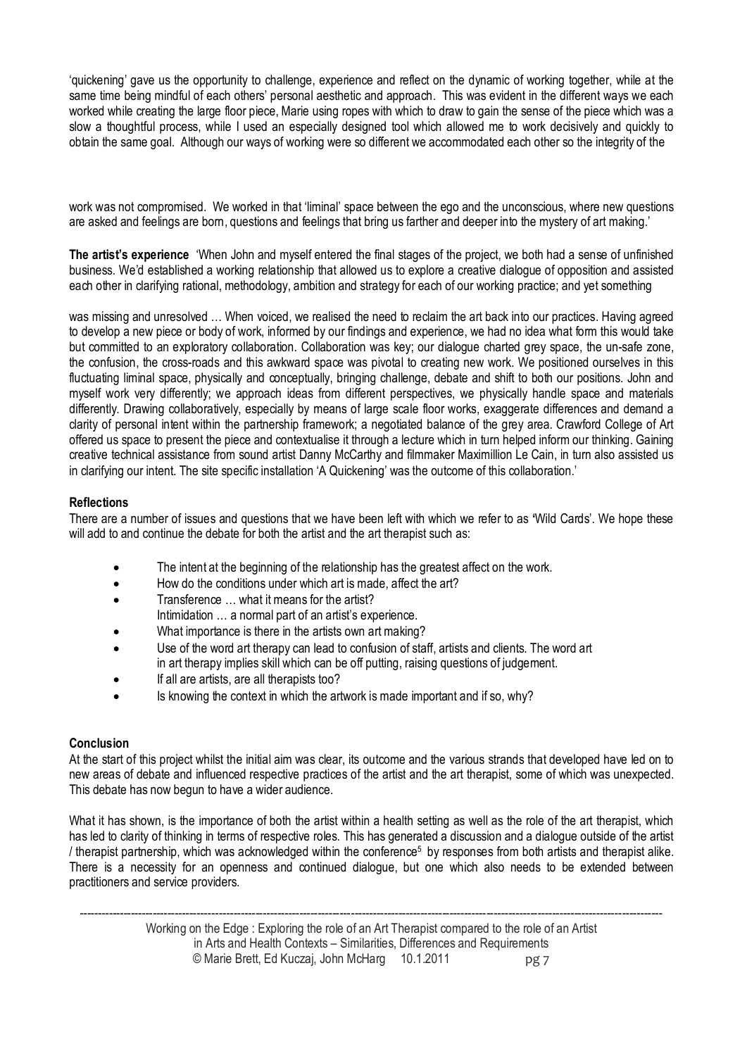'quickening' gave us the opportunity to challenge, experience and reflect on the dynamic of working together, while at the same time being mindful of each others' personal aesthetic and approach. This was evident in the different ways we each worked while creating the large floor piece, Marie using ropes with which to draw to gain the sense of the piece which was a slow a thoughtful process, while I used an especially designed tool which allowed me to work decisively and quickly to obtain the same goal. Although our ways of working were so different we accommodated each other so the integrity of the work was not compromised. We worked in that 'liminal' space between the ego and the unconscious, where new questions are asked and feelings are born, questions and feelings that bring us farther and deeper into the mystery of art making.'

**The artist's experience** 'When John and myself entered the final stages of the project, we both had a sense of unfinished business. We'd established a working relationship that allowed us to explore a creative dialogue of opposition and assisted each other in clarifying rational, methodology, ambition and strategy for each of our working practice; and yet something was missing and unresolved … When voiced, we realised the need to reclaim the art back into our practices. Having agreed to develop a new piece or body of work, informed by our findings and experience, we had no idea what form this would take but committed to an exploratory collaboration. Collaboration was key; our dialogue charted grey space, the un-safe zone, the confusion, the cross-roads and this awkward space was pivotal to creating new work. We positioned ourselves in this fluctuating liminal space, physically and conceptually, bringing challenge, debate and shift to both our positions. John and myself work very differently; we approach ideas from different perspectives, we physically handle space and materials differently. Drawing collaboratively, especially by means of large scale floor works, exaggerate differences and demand a clarity of personal intent within the partnership framework; a negotiated balance of the grey area. Crawford College of Art offered us space to present the piece and contextualise it through a lecture which in turn helped inform our thinking. Gaining creative technical assistance from sound artist Danny McCarthy and filmmaker Maximillion Le Cain, in turn also assisted us in clarifying our intent. The site specific installation 'A Quickening' was the outcome of this collaboration.'

**Reflections**

There are a number of issues and questions that we have been left with which we refer to as 'Wild Cards'. We hope these will add to and continue the debate for both the artist and the art therapist such as:

- The intent at the beginning of the relationship has the greatest affect on the work.
- How do the conditions under which art is made, affect the art?
- Transference … what it means for the artist?
  Intimidation … a normal part of an artist's experience.
- What importance is there in the artists own art making?
- Use of the word art therapy can lead to confusion of staff, artists and clients. The word art in art therapy implies skill which can be off putting, raising questions of judgement.
- If all are artists, are all therapists too?
- Is knowing the context in which the artwork is made important and if so, why?

**Conclusion**

At the start of this project whilst the initial aim was clear, its outcome and the various strands that developed have led on to new areas of debate and influenced respective practices of the artist and the art therapist, some of which was unexpected. This debate has now begun to have a wider audience.

What it has shown, is the importance of both the artist within a health setting as well as the role of the art therapist, which has led to clarity of thinking in terms of respective roles. This has generated a discussion and a dialogue outside of the artist / therapist partnership, which was acknowledged within the conference[5] by responses from both artists and therapist alike. There is a necessity for an openness and continued dialogue, but one which also needs to be extended between practitioners and service providers.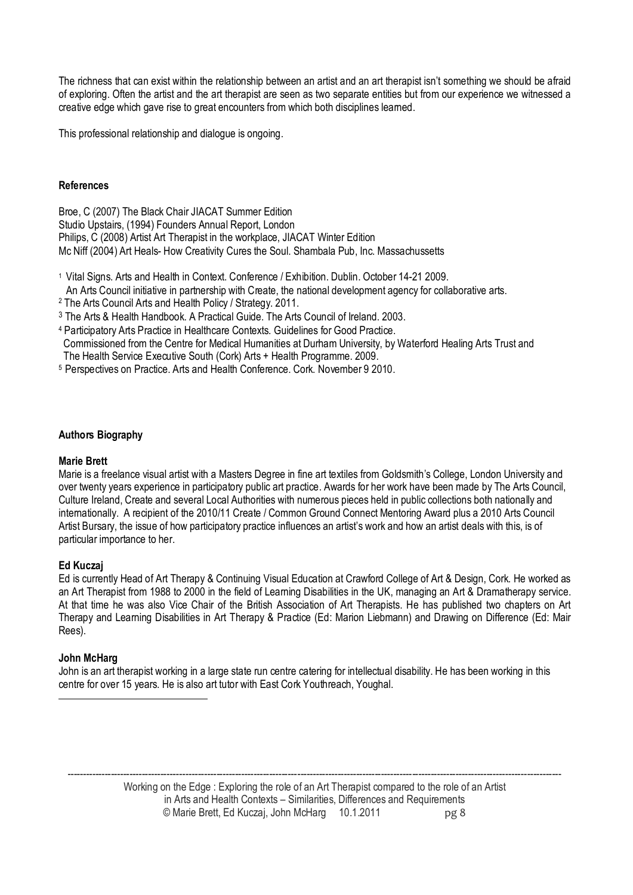The richness that can exist within the relationship between an artist and an art therapist isn't something we should be afraid of exploring. Often the artist and the art therapist are seen as two separate entities but from our experience we witnessed a creative edge which gave rise to great encounters from which both disciplines learned.

This professional relationship and dialogue is ongoing.

**References**

Broe, C (2007) The Black Chair JIACAT Summer Edition
Studio Upstairs, (1994) Founders Annual Report, London
Philips, C (2008) Artist Art Therapist in the workplace, JIACAT Winter Edition
Mc Niff (2004) Art Heals- How Creativity Cures the Soul. Shambala Pub, Inc. Massachussetts

[1] Vital Signs. Arts and Health in Context. Conference / Exhibition. Dublin. October 14-21 2009.
An Arts Council initiative in partnership with Create, the national development agency for collaborative arts.
[2] The Arts Council Arts and Health Policy / Strategy. 2011.
[3] The Arts & Health Handbook. A Practical Guide. The Arts Council of Ireland. 2003.
[4] Participatory Arts Practice in Healthcare Contexts. Guidelines for Good Practice.
Commissioned from the Centre for Medical Humanities at Durham University, by Waterford Healing Arts Trust and The Health Service Executive South (Cork) Arts + Health Programme. 2009.
[5] Perspectives on Practice. Arts and Health Conference. Cork. November 9 2010.

**Authors Biography**

**Marie Brett**
Marie is a freelance visual artist with a Masters Degree in fine art textiles from Goldsmith's College, London University and over twenty years experience in participatory public art practice. Awards for her work have been made by The Arts Council, Culture Ireland, Create and several Local Authorities with numerous pieces held in public collections both nationally and internationally. A recipient of the 2010/11 Create / Common Ground Connect Mentoring Award plus a 2010 Arts Council Artist Bursary, the issue of how participatory practice influences an artist's work and how an artist deals with this, is of particular importance to her.

**Ed Kuczaj**
Ed is currently Head of Art Therapy & Continuing Visual Education at Crawford College of Art & Design, Cork. He worked as an Art Therapist from 1988 to 2000 in the field of Learning Disabilities in the UK, managing an Art & Dramatherapy service. At that time he was also Vice Chair of the British Association of Art Therapists. He has published two chapters on Art Therapy and Learning Disabilities in Art Therapy & Practice (Ed: Marion Liebmann) and Drawing on Difference (Ed: Mair Rees).

**John McHarg**
John is an art therapist working in a large state run centre catering for intellectual disability. He has been working in this centre for over 15 years. He is also art tutor with East Cork Youthreach, Youghal.